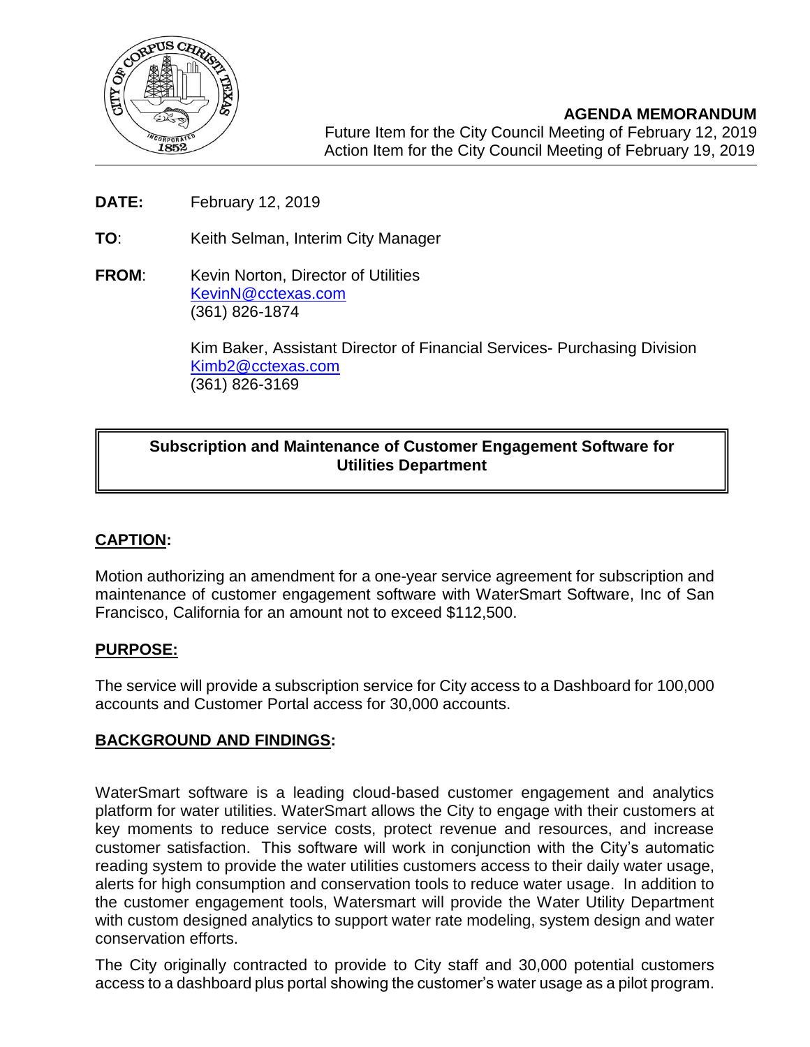**AGENDA MEMORANDUM**
Future Item for the City Council Meeting of February 12, 2019
Action Item for the City Council Meeting of February 19, 2019

**DATE:** February 12, 2019

**TO**: Keith Selman, Interim City Manager

**FROM**: Kevin Norton, Director of Utilities
KevinN@cctexas.com
(361) 826-1874

Kim Baker, Assistant Director of Financial Services- Purchasing Division
Kimb2@cctexas.com
(361) 826-3169

**Subscription and Maintenance of Customer Engagement Software for Utilities Department**

## CAPTION:

Motion authorizing an amendment for a one-year service agreement for subscription and maintenance of customer engagement software with WaterSmart Software, Inc of San Francisco, California for an amount not to exceed $112,500.

## PURPOSE:

The service will provide a subscription service for City access to a Dashboard for 100,000 accounts and Customer Portal access for 30,000 accounts.

## BACKGROUND AND FINDINGS:

WaterSmart software is a leading cloud-based customer engagement and analytics platform for water utilities. WaterSmart allows the City to engage with their customers at key moments to reduce service costs, protect revenue and resources, and increase customer satisfaction. This software will work in conjunction with the City's automatic reading system to provide the water utilities customers access to their daily water usage, alerts for high consumption and conservation tools to reduce water usage. In addition to the customer engagement tools, Watersmart will provide the Water Utility Department with custom designed analytics to support water rate modeling, system design and water conservation efforts.

The City originally contracted to provide to City staff and 30,000 potential customers access to a dashboard plus portal showing the customer's water usage as a pilot program.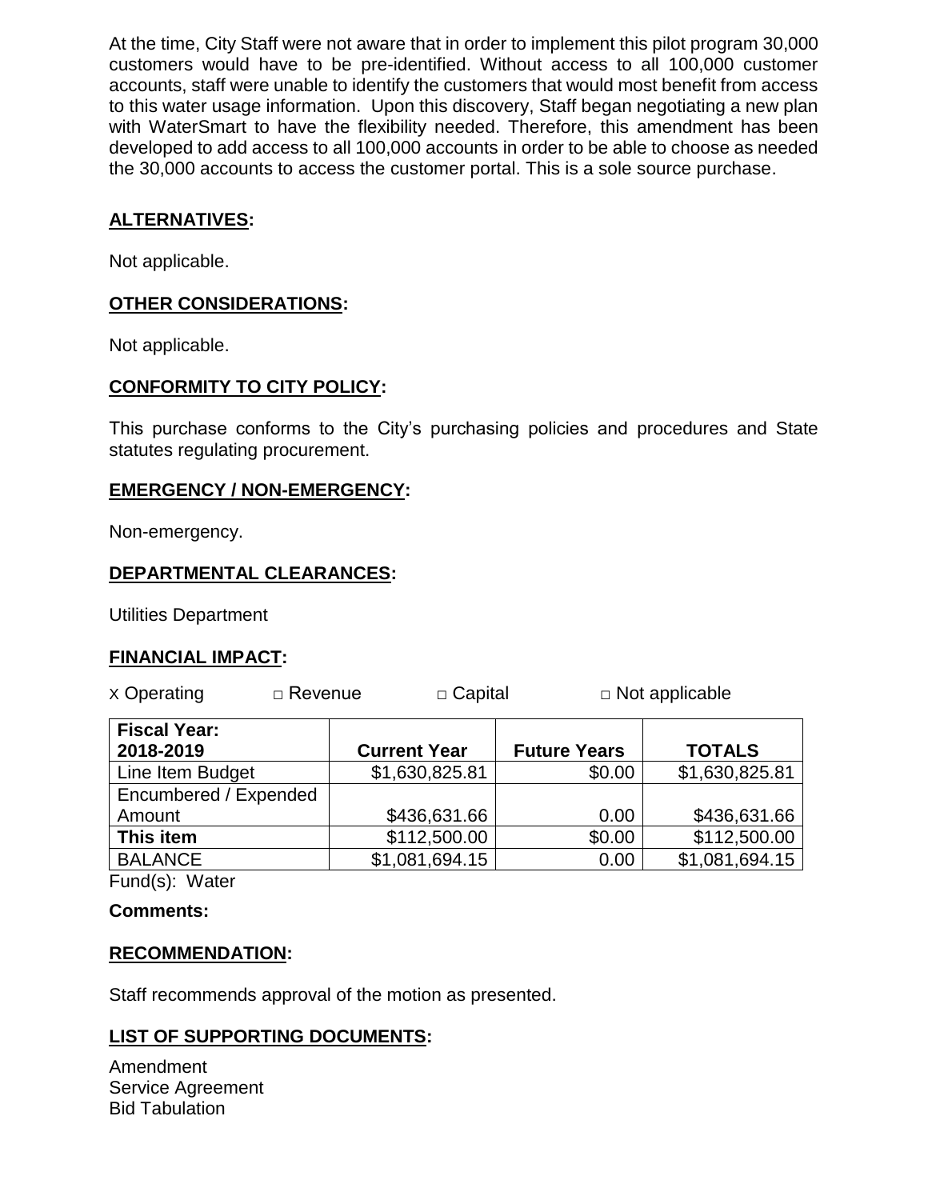At the time, City Staff were not aware that in order to implement this pilot program 30,000 customers would have to be pre-identified. Without access to all 100,000 customer accounts, staff were unable to identify the customers that would most benefit from access to this water usage information. Upon this discovery, Staff began negotiating a new plan with WaterSmart to have the flexibility needed. Therefore, this amendment has been developed to add access to all 100,000 accounts in order to be able to choose as needed the 30,000 accounts to access the customer portal. This is a sole source purchase.

## **ALTERNATIVES:**

Not applicable.

## **OTHER CONSIDERATIONS:**

Not applicable.

## **CONFORMITY TO CITY POLICY:**

This purchase conforms to the City's purchasing policies and procedures and State statutes regulating procurement.

## **EMERGENCY / NON-EMERGENCY:**

Non-emergency.

## **DEPARTMENTAL CLEARANCES:**

Utilities Department

## **FINANCIAL IMPACT:**

X Operating □ Revenue □ Capital □ Not applicable

| **Fiscal Year: 2018-2019** | **Current Year** | **Future Years** | **TOTALS** |
|---|---|---|---|
| Line Item Budget | $1,630,825.81 | $0.00 | $1,630,825.81 |
| Encumbered / Expended Amount | $436,631.66 | 0.00 | $436,631.66 |
| **This item** | $112,500.00 | $0.00 | $112,500.00 |
| BALANCE | $1,081,694.15 | 0.00 | $1,081,694.15 |

Fund(s): Water

**Comments:**

## **RECOMMENDATION:**

Staff recommends approval of the motion as presented.

## **LIST OF SUPPORTING DOCUMENTS:**

Amendment
Service Agreement
Bid Tabulation